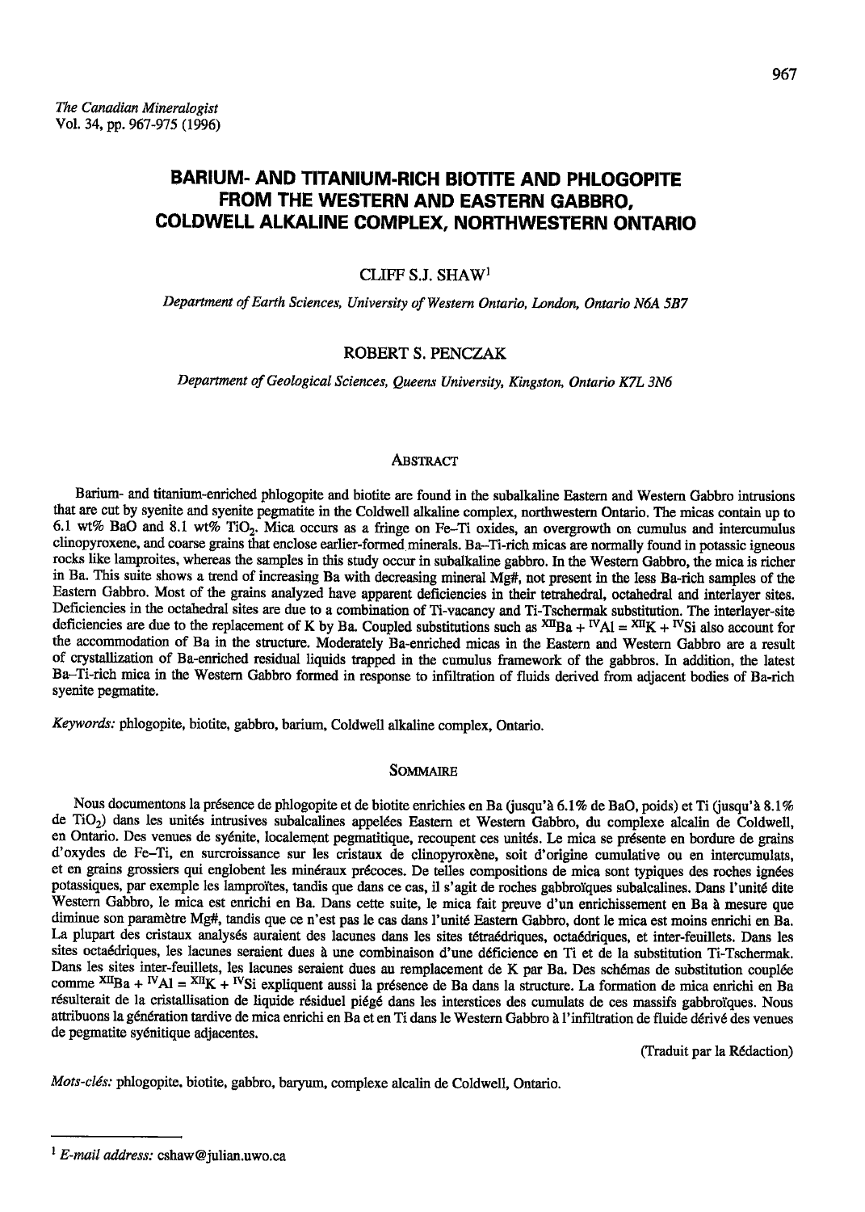# BARIUM- AND TITANIUM-RICH BIOTITE AND PHLOGOPITE FROM THE WESTERN AND EASTERN GABBRO, COLDWELL ALKALINE COMPLEX, NORTHWESTERN ONTARIO

CLIFF S.J. SHAW[1]

*Department of Earth Sciences, University of Western Ontario, London, Ontario N6A 5B7*

ROBERT S. PENCZAK

*Department of Geological Sciences, Queens University, Kingston, Ontario K7L 3N6*

## Abstract

Barium- and titanium-enriched phlogopite and biotite are found in the subalkaline Eastern and Western Gabbro intrusions that are cut by syenite and syenite pegmatite in the Coldwell alkaline complex, northwestern Ontario. The micas contain up to 6.1 wt% BaO and 8.1 wt% $TiO_2$. Mica occurs as a fringe on Fe–Ti oxides, an overgrowth on cumulus and intercumulus clinopyroxene, and coarse grains that enclose earlier-formed minerals. Ba–Ti-rich micas are normally found in potassic igneous rocks like lamproites, whereas the samples in this study occur in subalkaline gabbro. In the Western Gabbro, the mica is richer in Ba. This suite shows a trend of increasing Ba with decreasing mineral Mg#, not present in the less Ba-rich samples of the Eastern Gabbro. Most of the grains analyzed have apparent deficiencies in their tetrahedral, octahedral and interlayer sites. Deficiencies in the octahedral sites are due to a combination of Ti-vacancy and Ti-Tschermak substitution. The interlayer-site deficiencies are due to the replacement of K by Ba. Coupled substitutions such as $^{XII}Ba + {}^{IV}Al = {}^{XII}K + {}^{IV}Si$ also account for the accommodation of Ba in the structure. Moderately Ba-enriched micas in the Eastern and Western Gabbro are a result of crystallization of Ba-enriched residual liquids trapped in the cumulus framework of the gabbros. In addition, the latest Ba–Ti-rich mica in the Western Gabbro formed in response to infiltration of fluids derived from adjacent bodies of Ba-rich syenite pegmatite.

*Keywords:* phlogopite, biotite, gabbro, barium, Coldwell alkaline complex, Ontario.

## Sommaire

Nous documentons la présence de phlogopite et de biotite enrichies en Ba (jusqu'à 6.1% de BaO, poids) et Ti (jusqu'à 8.1% de $TiO_2$) dans les unités intrusives subalcalines appelées Eastern et Western Gabbro, du complexe alcalin de Coldwell, en Ontario. Des venues de syénite, localement pegmatitique, recoupent ces unités. Le mica se présente en bordure de grains d'oxydes de Fe–Ti, en surcroissance sur les cristaux de clinopyroxène, soit d'origine cumulative ou en intercumulats, et en grains grossiers qui englobent les minéraux précoces. De telles compositions de mica sont typiques des roches ignées potassiques, par exemple les lamproïtes, tandis que dans ce cas, il s'agit de roches gabbroïques subalcalines. Dans l'unité dite Western Gabbro, le mica est enrichi en Ba. Dans cette suite, le mica fait preuve d'un enrichissement en Ba à mesure que diminue son paramètre Mg#, tandis que ce n'est pas le cas dans l'unité Eastern Gabbro, dont le mica est moins enrichi en Ba. La plupart des cristaux analysés auraient des lacunes dans les sites tétraédriques, octaédriques, et inter-feuillets. Dans les sites octaédriques, les lacunes seraient dues à une combinaison d'une déficience en Ti et de la substitution Ti-Tschermak. Dans les sites inter-feuillets, les lacunes seraient dues au remplacement de K par Ba. Des schémas de substitution couplée comme $^{XII}Ba + {}^{IV}Al = {}^{XII}K + {}^{IV}Si$ expliquent aussi la présence de Ba dans la structure. La formation de mica enrichi en Ba résulterait de la cristallisation de liquide résiduel piégé dans les interstices des cumulats de ces massifs gabbroïques. Nous attribuons la génération tardive de mica enrichi en Ba et en Ti dans le Western Gabbro à l'infiltration de fluide dérivé des venues de pegmatite syénitique adjacentes.

(Traduit par la Rédaction)

*Mots-clés:* phlogopite, biotite, gabbro, baryum, complexe alcalin de Coldwell, Ontario.

---

[1] *E-mail address:* cshaw@julian.uwo.ca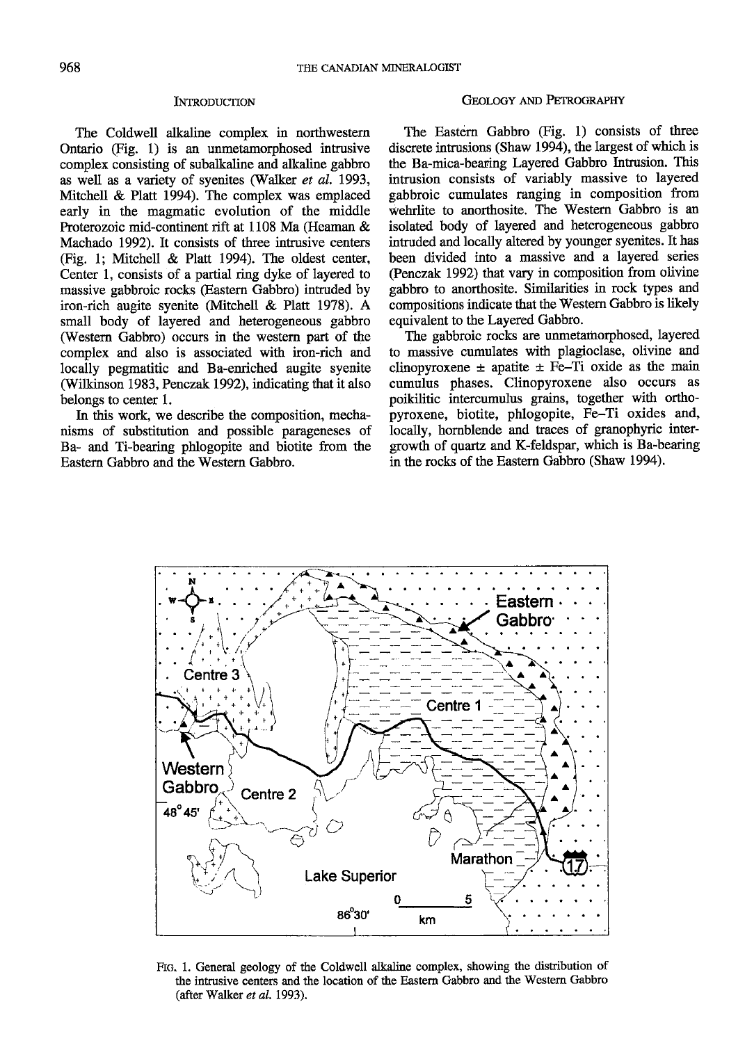## INTRODUCTION

The Coldwell alkaline complex in northwestern Ontario (Fig. 1) is an unmetamorphosed intrusive complex consisting of subalkaline and alkaline gabbro as well as a variety of syenites (Walker *et al.* 1993, Mitchell & Platt 1994). The complex was emplaced early in the magmatic evolution of the middle Proterozoic mid-continent rift at 1108 Ma (Heaman & Machado 1992). It consists of three intrusive centers (Fig. 1; Mitchell & Platt 1994). The oldest center, Center 1, consists of a partial ring dyke of layered to massive gabbroic rocks (Eastern Gabbro) intruded by iron-rich augite syenite (Mitchell & Platt 1978). A small body of layered and heterogeneous gabbro (Western Gabbro) occurs in the western part of the complex and also is associated with iron-rich and locally pegmatitic and Ba-enriched augite syenite (Wilkinson 1983, Penczak 1992), indicating that it also belongs to center 1.

In this work, we describe the composition, mechanisms of substitution and possible parageneses of Ba- and Ti-bearing phlogopite and biotite from the Eastern Gabbro and the Western Gabbro.

## GEOLOGY AND PETROGRAPHY

The Eastern Gabbro (Fig. 1) consists of three discrete intrusions (Shaw 1994), the largest of which is the Ba-mica-bearing Layered Gabbro Intrusion. This intrusion consists of variably massive to layered gabbroic cumulates ranging in composition from wehrlite to anorthosite. The Western Gabbro is an isolated body of layered and heterogeneous gabbro intruded and locally altered by younger syenites. It has been divided into a massive and a layered series (Penczak 1992) that vary in composition from olivine gabbro to anorthosite. Similarities in rock types and compositions indicate that the Western Gabbro is likely equivalent to the Layered Gabbro.

The gabbroic rocks are unmetamorphosed, layered to massive cumulates with plagioclase, olivine and clinopyroxene ± apatite ± Fe–Ti oxide as the main cumulus phases. Clinopyroxene also occurs as poikilitic intercumulus grains, together with orthopyroxene, biotite, phlogopite, Fe–Ti oxides and, locally, hornblende and traces of granophyric intergrowth of quartz and K-feldspar, which is Ba-bearing in the rocks of the Eastern Gabbro (Shaw 1994).

FIG. 1. General geology of the Coldwell alkaline complex, showing the distribution of the intrusive centers and the location of the Eastern Gabbro and the Western Gabbro (after Walker *et al.* 1993).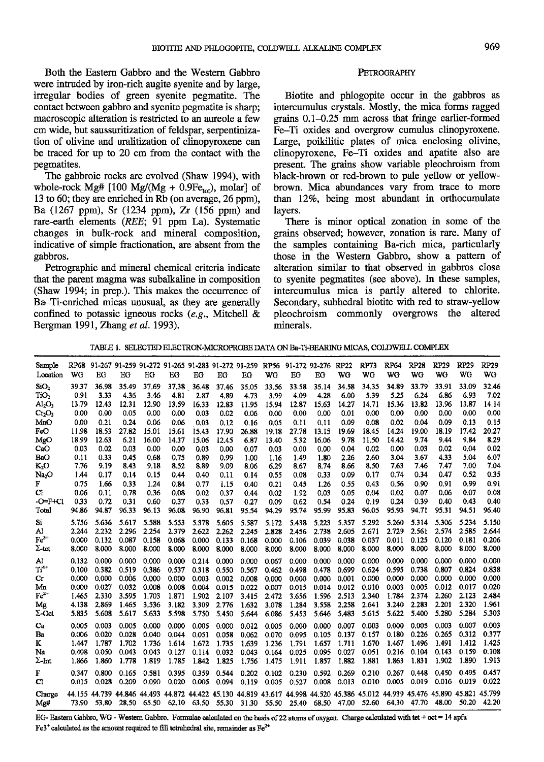Both the Eastern Gabbro and the Western Gabbro were intruded by iron-rich augite syenite and by large, irregular bodies of green syenite pegmatite. The contact between gabbro and syenite pegmatite is sharp; macroscopic alteration is restricted to an aureole a few cm wide, but saussuritization of feldspar, serpentinization of olivine and uralitization of clinopyroxene can be traced for up to 20 cm from the contact with the pegmatites.

The gabbroic rocks are evolved (Shaw 1994), with whole-rock Mg# [100 Mg/(Mg + $0.9Fe_{tot}$), molar] of 13 to 60; they are enriched in Rb (on average, 26 ppm), Ba (1267 ppm), Sr (1234 ppm), Zr (156 ppm) and rare-earth elements (*REE*; 91 ppm La). Systematic changes in bulk-rock and mineral composition, indicative of simple fractionation, are absent from the gabbros.

Petrographic and mineral chemical criteria indicate that the parent magma was subalkaline in composition (Shaw 1994; in prep.). This makes the occurrence of Ba–Ti-enriched micas unusual, as they are generally confined to potassic igneous rocks (*e.g.*, Mitchell & Bergman 1991, Zhang *et al.* 1993).

## Petrography

Biotite and phlogopite occur in the gabbros as intercumulus crystals. Mostly, the mica forms ragged grains 0.1–0.25 mm across that fringe earlier-formed Fe–Ti oxides and overgrow cumulus clinopyroxene. Large, poikilitic plates of mica enclosing olivine, clinopyroxene, Fe–Ti oxides and apatite also are present. The grains show variable pleochroism from black-brown or red-brown to pale yellow or yellow-brown. Mica abundances vary from trace to more than 12%, being most abundant in orthocumulate layers.

There is minor optical zonation in some of the grains observed; however, zonation is rare. Many of the samples containing Ba-rich mica, particularly those in the Western Gabbro, show a pattern of alteration similar to that observed in gabbros close to syenite pegmatites (see above). In these samples, intercumulus mica is partly altered to chlorite. Secondary, subhedral biotite with red to straw-yellow pleochroism commonly overgrows the altered minerals.

TABLE 1. SELECTED ELECTRON-MICROPROBE DATA ON Ba-Ti-BEARING MICAS, COLDWELL COMPLEX

| Sample | RP68 | 91-267 | 91-259 | 91-272 | 91-265 | 91-283 | 91-272 | 91-259 | RP56 | 91-272 | 92-276 | RP22 | RP73 | RP64 | RP28 | RP29 | RP29 | RP29 |
|---|---|---|---|---|---|---|---|---|---|---|---|---|---|---|---|---|---|---|
| Location | WG | EG | EG | EG | EG | EG | EG | EG | WG | EG | EG | WG | WG | WG | WG | WG | WG | WG |
| $SiO_2$ | 39.37 | 36.98 | 35.49 | 37.69 | 37.38 | 36.48 | 37.46 | 35.05 | 33.56 | 33.58 | 35.14 | 34.58 | 34.35 | 34.89 | 33.79 | 33.91 | 33.09 | 32.46 |
| $TiO_2$ | 0.91 | 3.33 | 4.36 | 3.46 | 4.81 | 2.87 | 4.89 | 4.73 | 3.99 | 4.09 | 4.28 | 6.00 | 5.39 | 5.25 | 6.24 | 6.86 | 6.93 | 7.02 |
| $Al_2O_3$ | 13.79 | 12.43 | 12.31 | 12.90 | 13.59 | 16.33 | 12.83 | 11.95 | 15.94 | 12.87 | 15.63 | 14.27 | 14.71 | 15.36 | 13.82 | 13.96 | 13.87 | 14.14 |
| $Cr_2O_3$ | 0.00 | 0.00 | 0.05 | 0.00 | 0.00 | 0.03 | 0.02 | 0.06 | 0.00 | 0.00 | 0.00 | 0.01 | 0.00 | 0.00 | 0.00 | 0.00 | 0.00 | 0.00 |
| MnO | 0.00 | 0.21 | 0.24 | 0.06 | 0.06 | 0.03 | 0.12 | 0.16 | 0.05 | 0.11 | 0.11 | 0.09 | 0.08 | 0.02 | 0.04 | 0.09 | 0.13 | 0.15 |
| FeO | 11.98 | 18.53 | 27.82 | 15.01 | 15.61 | 15.43 | 17.90 | 26.88 | 19.18 | 27.78 | 13.15 | 19.69 | 18.45 | 14.24 | 19.00 | 18.19 | 17.42 | 20.27 |
| MgO | 18.99 | 12.63 | 6.21 | 16.00 | 14.37 | 15.06 | 12.45 | 6.87 | 13.40 | 5.32 | 16.06 | 9.78 | 11.50 | 14.42 | 9.74 | 9.44 | 9.84 | 8.29 |
| CaO | 0.03 | 0.02 | 0.03 | 0.00 | 0.00 | 0.03 | 0.00 | 0.07 | 0.03 | 0.00 | 0.00 | 0.04 | 0.02 | 0.00 | 0.03 | 0.02 | 0.04 | 0.02 |
| BaO | 0.11 | 0.33 | 0.45 | 0.68 | 0.75 | 0.89 | 0.99 | 1.00 | 1.16 | 1.49 | 1.80 | 2.26 | 2.60 | 3.04 | 3.67 | 4.33 | 5.04 | 6.07 |
| $K_2O$ | 7.76 | 9.19 | 8.43 | 9.18 | 8.52 | 8.89 | 9.09 | 8.06 | 6.29 | 8.67 | 8.74 | 8.66 | 8.50 | 7.63 | 7.46 | 7.47 | 7.00 | 7.04 |
| $Na_2O$ | 1.44 | 0.17 | 0.14 | 0.15 | 0.44 | 0.40 | 0.11 | 0.14 | 0.55 | 0.08 | 0.33 | 0.09 | 0.17 | 0.74 | 0.34 | 0.47 | 0.52 | 0.35 |
| F | 0.75 | 1.66 | 0.33 | 1.24 | 0.84 | 0.77 | 1.15 | 0.40 | 0.21 | 0.45 | 1.26 | 0.55 | 0.43 | 0.56 | 0.90 | 0.91 | 0.99 | 0.91 |
| Cl | 0.06 | 0.11 | 0.78 | 0.36 | 0.08 | 0.02 | 0.37 | 0.44 | 0.02 | 1.92 | 0.03 | 0.05 | 0.04 | 0.02 | 0.07 | 0.06 | 0.07 | 0.08 |
| -O=F+Cl | 0.33 | 0.72 | 0.31 | 0.60 | 0.37 | 0.33 | 0.57 | 0.27 | 0.09 | 0.62 | 0.54 | 0.24 | 0.19 | 0.24 | 0.39 | 0.40 | 0.43 | 0.40 |
| Total | 94.86 | 94.87 | 96.33 | 96.13 | 96.08 | 96.90 | 96.81 | 95.54 | 94.29 | 95.74 | 95.99 | 95.83 | 96.05 | 95.93 | 94.71 | 95.31 | 94.51 | 96.40 |
| Si | 5.756 | 5.636 | 5.617 | 5.588 | 5.553 | 5.378 | 5.605 | 5.587 | 5.172 | 5.438 | 5.223 | 5.357 | 5.292 | 5.260 | 5.314 | 5.306 | 5.234 | 5.150 |
| Al | 2.244 | 2.232 | 2.296 | 2.254 | 2.379 | 2.622 | 2.262 | 2.245 | 2.828 | 2.456 | 2.738 | 2.605 | 2.671 | 2.729 | 2.561 | 2.574 | 2.585 | 2.644 |
| $Fe^{3+}$ | 0.000 | 0.132 | 0.087 | 0.158 | 0.068 | 0.000 | 0.133 | 0.168 | 0.000 | 0.106 | 0.039 | 0.038 | 0.037 | 0.011 | 0.125 | 0.120 | 0.181 | 0.206 |
| Σ-tet | 8.000 | 8.000 | 8.000 | 8.000 | 8.000 | 8.000 | 8.000 | 8.000 | 8.000 | 8.000 | 8.000 | 8.000 | 8.000 | 8.000 | 8.000 | 8.000 | 8.000 | 8.000 |
| Al | 0.132 | 0.000 | 0.000 | 0.000 | 0.000 | 0.214 | 0.000 | 0.000 | 0.067 | 0.000 | 0.000 | 0.000 | 0.000 | 0.000 | 0.000 | 0.000 | 0.000 | 0.000 |
| $Ti^{4+}$ | 0.100 | 0.382 | 0.519 | 0.386 | 0.537 | 0.318 | 0.550 | 0.567 | 0.462 | 0.498 | 0.478 | 0.699 | 0.624 | 0.595 | 0.738 | 0.807 | 0.824 | 0.838 |
| Cr | 0.000 | 0.000 | 0.006 | 0.000 | 0.000 | 0.003 | 0.002 | 0.008 | 0.000 | 0.000 | 0.000 | 0.001 | 0.000 | 0.000 | 0.000 | 0.000 | 0.000 | 0.000 |
| Mn | 0.000 | 0.027 | 0.032 | 0.008 | 0.008 | 0.004 | 0.015 | 0.022 | 0.007 | 0.015 | 0.014 | 0.012 | 0.010 | 0.003 | 0.005 | 0.012 | 0.017 | 0.020 |
| $Fe^{2+}$ | 1.465 | 2.330 | 3.595 | 1.703 | 1.871 | 1.902 | 2.107 | 3.415 | 2.472 | 3.656 | 1.596 | 2.513 | 2.340 | 1.784 | 2.374 | 2.260 | 2.123 | 2.484 |
| Mg | 4.138 | 2.869 | 1.465 | 3.536 | 3.182 | 3.309 | 2.776 | 1.632 | 3.078 | 1.284 | 3.558 | 2.258 | 2.641 | 3.240 | 2.283 | 2.201 | 2.320 | 1.961 |
| Σ-Oct | 5.835 | 5.608 | 5.617 | 5.633 | 5.598 | 5.750 | 5.450 | 5.644 | 6.086 | 5.453 | 5.646 | 5.483 | 5.615 | 5.622 | 5.400 | 5.280 | 5.284 | 5.303 |
| Ca | 0.005 | 0.003 | 0.005 | 0.000 | 0.000 | 0.005 | 0.000 | 0.012 | 0.005 | 0.000 | 0.000 | 0.007 | 0.003 | 0.000 | 0.005 | 0.003 | 0.007 | 0.003 |
| Ba | 0.006 | 0.020 | 0.028 | 0.040 | 0.044 | 0.051 | 0.058 | 0.062 | 0.070 | 0.095 | 0.105 | 0.137 | 0.157 | 0.180 | 0.226 | 0.265 | 0.312 | 0.377 |
| K | 1.447 | 1.787 | 1.702 | 1.736 | 1.614 | 1.672 | 1.735 | 1.639 | 1.236 | 1.791 | 1.657 | 1.711 | 1.670 | 1.467 | 1.496 | 1.491 | 1.412 | 1.425 |
| Na | 0.408 | 0.050 | 0.043 | 0.043 | 0.127 | 0.114 | 0.032 | 0.043 | 0.164 | 0.025 | 0.095 | 0.027 | 0.051 | 0.216 | 0.104 | 0.143 | 0.159 | 0.108 |
| Σ-Int | 1.866 | 1.860 | 1.778 | 1.819 | 1.785 | 1.842 | 1.825 | 1.756 | 1.475 | 1.911 | 1.857 | 1.882 | 1.881 | 1.863 | 1.831 | 1.902 | 1.890 | 1.913 |
| F | 0.347 | 0.800 | 0.165 | 0.581 | 0.395 | 0.359 | 0.544 | 0.202 | 0.102 | 0.230 | 0.592 | 0.269 | 0.210 | 0.267 | 0.448 | 0.450 | 0.495 | 0.457 |
| Cl | 0.015 | 0.028 | 0.209 | 0.090 | 0.020 | 0.005 | 0.094 | 0.119 | 0.005 | 0.527 | 0.008 | 0.013 | 0.010 | 0.005 | 0.019 | 0.016 | 0.019 | 0.022 |
| Charge | 44.155 | 44.739 | 44.846 | 44.493 | 44.872 | 44.422 | 45.130 | 44.819 | 43.617 | 44.998 | 44.520 | 45.386 | 45.012 | 44.939 | 45.476 | 45.890 | 45.821 | 45.799 |
| Mg# | 73.90 | 53.80 | 28.50 | 65.50 | 62.10 | 63.50 | 55.30 | 31.30 | 55.50 | 25.40 | 68.50 | 47.00 | 52.60 | 64.30 | 47.70 | 48.00 | 50.20 | 42.20 |

EG- Eastern Gabbro, WG - Western Gabbro. Formulae calculated on the basis of 22 atoms of oxygen. Charge calculated with tet + oct = 14 apfu

$Fe^{3+}$ calculated as the amount required to fill tetrahedral site, remainder as $Fe^{2+}$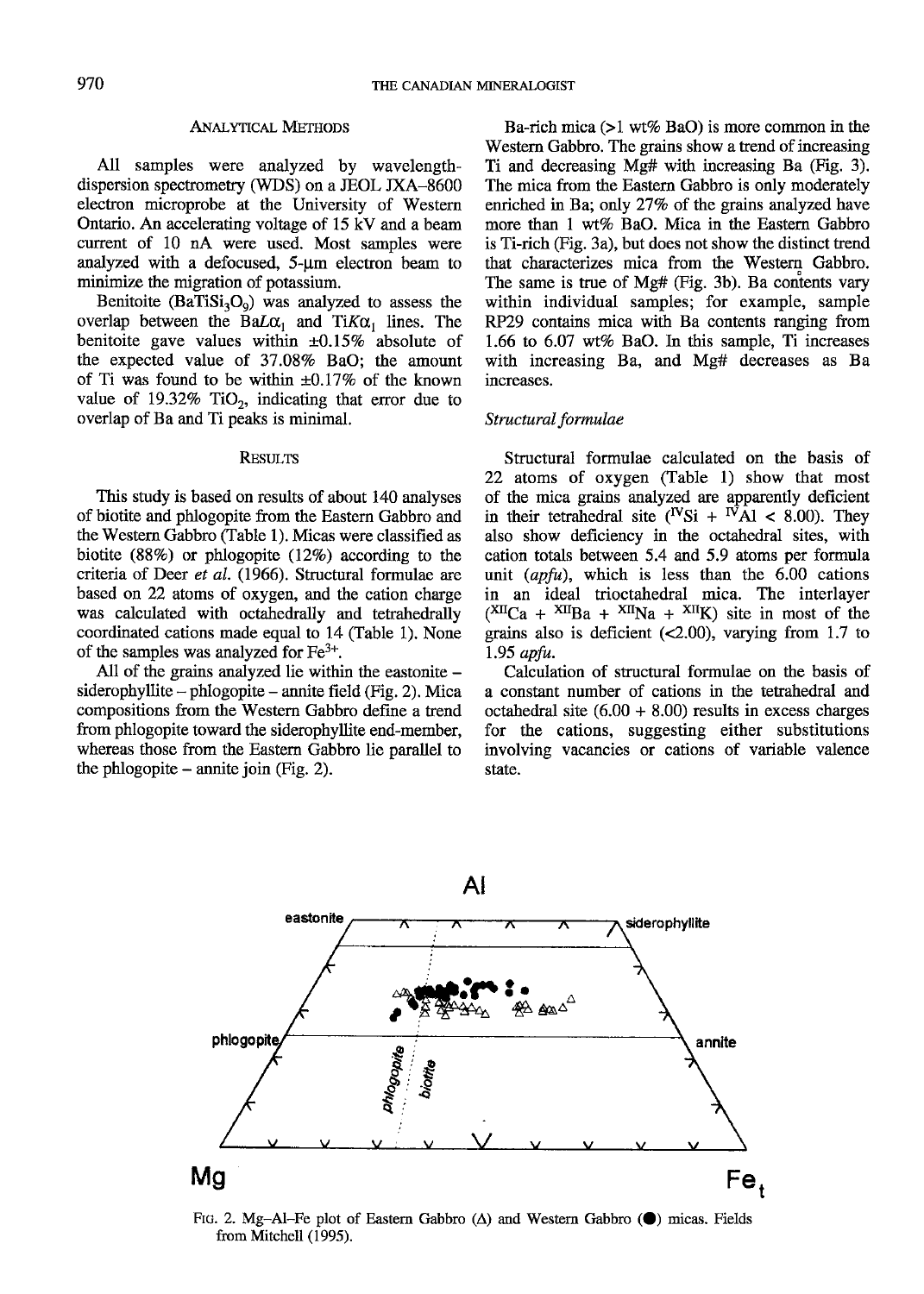## Analytical Methods

All samples were analyzed by wavelength-dispersion spectrometry (WDS) on a JEOL JXA–8600 electron microprobe at the University of Western Ontario. An accelerating voltage of 15 kV and a beam current of 10 nA were used. Most samples were analyzed with a defocused, 5-μm electron beam to minimize the migration of potassium.

Benitoite ($BaTiSi_3O_9$) was analyzed to assess the overlap between the Ba$L\alpha_1$ and Ti$K\alpha_1$ lines. The benitoite gave values within ±0.15% absolute of the expected value of 37.08% BaO; the amount of Ti was found to be within ±0.17% of the known value of 19.32% $TiO_2$, indicating that error due to overlap of Ba and Ti peaks is minimal.

## Results

This study is based on results of about 140 analyses of biotite and phlogopite from the Eastern Gabbro and the Western Gabbro (Table 1). Micas were classified as biotite (88%) or phlogopite (12%) according to the criteria of Deer *et al.* (1966). Structural formulae are based on 22 atoms of oxygen, and the cation charge was calculated with octahedrally and tetrahedrally coordinated cations made equal to 14 (Table 1). None of the samples was analyzed for $Fe^{3+}$.

All of the grains analyzed lie within the eastonite – siderophyllite – phlogopite – annite field (Fig. 2). Mica compositions from the Western Gabbro define a trend from phlogopite toward the siderophyllite end-member, whereas those from the Eastern Gabbro lie parallel to the phlogopite – annite join (Fig. 2).

Ba-rich mica (>1 wt% BaO) is more common in the Western Gabbro. The grains show a trend of increasing Ti and decreasing Mg# with increasing Ba (Fig. 3). The mica from the Eastern Gabbro is only moderately enriched in Ba; only 27% of the grains analyzed have more than 1 wt% BaO. Mica in the Eastern Gabbro is Ti-rich (Fig. 3a), but does not show the distinct trend that characterizes mica from the Western Gabbro. The same is true of Mg# (Fig. 3b). Ba contents vary within individual samples; for example, sample RP29 contains mica with Ba contents ranging from 1.66 to 6.07 wt% BaO. In this sample, Ti increases with increasing Ba, and Mg# decreases as Ba increases.

### *Structural formulae*

Structural formulae calculated on the basis of 22 atoms of oxygen (Table 1) show that most of the mica grains analyzed are apparently deficient in their tetrahedral site ($^{IV}Si$ + $^{IV}Al$ < 8.00). They also show deficiency in the octahedral sites, with cation totals between 5.4 and 5.9 atoms per formula unit (*apfu*), which is less than the 6.00 cations in an ideal trioctahedral mica. The interlayer ($^{XII}Ca$ + $^{XII}Ba$ + $^{XII}Na$ + $^{XII}K$) site in most of the grains also is deficient (<2.00), varying from 1.7 to 1.95 *apfu*.

Calculation of structural formulae on the basis of a constant number of cations in the tetrahedral and octahedral site (6.00 + 8.00) results in excess charges for the cations, suggesting either substitutions involving vacancies or cations of variable valence state.

Fig. 2. Mg–Al–Fe plot of Eastern Gabbro (Δ) and Western Gabbro (●) micas. Fields from Mitchell (1995).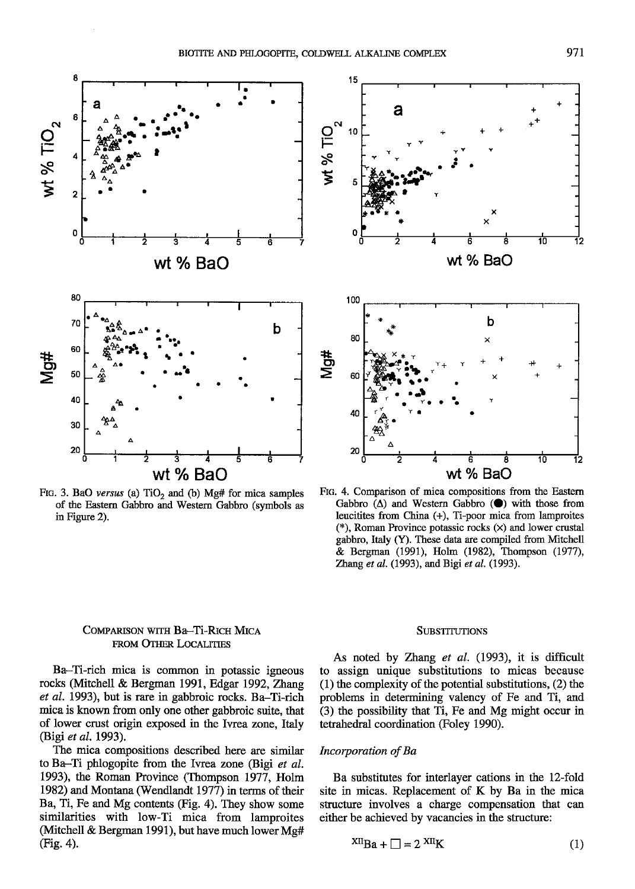FIG. 3. BaO *versus* (a) $TiO_2$ and (b) Mg# for mica samples of the Eastern Gabbro and Western Gabbro (symbols as in Figure 2).

FIG. 4. Comparison of mica compositions from the Eastern Gabbro (Δ) and Western Gabbro (●) with those from leucitites from China (+), Ti-poor mica from lamproites (*), Roman Province potassic rocks (×) and lower crustal gabbro, Italy (Y). These data are compiled from Mitchell & Bergman (1991), Holm (1982), Thompson (1977), Zhang *et al.* (1993), and Bigi *et al.* (1993).

## COMPARISON WITH Ba–Ti-RICH MICA FROM OTHER LOCALITIES

Ba–Ti-rich mica is common in potassic igneous rocks (Mitchell & Bergman 1991, Edgar 1992, Zhang *et al.* 1993), but is rare in gabbroic rocks. Ba–Ti-rich mica is known from only one other gabbroic suite, that of lower crust origin exposed in the Ivrea zone, Italy (Bigi *et al.* 1993).

The mica compositions described here are similar to Ba–Ti phlogopite from the Ivrea zone (Bigi *et al.* 1993), the Roman Province (Thompson 1977, Holm 1982) and Montana (Wendlandt 1977) in terms of their Ba, Ti, Fe and Mg contents (Fig. 4). They show some similarities with low-Ti mica from lamproites (Mitchell & Bergman 1991), but have much lower Mg# (Fig. 4).

## SUBSTITUTIONS

As noted by Zhang *et al.* (1993), it is difficult to assign unique substitutions to micas because (1) the complexity of the potential substitutions, (2) the problems in determining valency of Fe and Ti, and (3) the possibility that Ti, Fe and Mg might occur in tetrahedral coordination (Foley 1990).

### *Incorporation of Ba*

Ba substitutes for interlayer cations in the 12-fold site in micas. Replacement of K by Ba in the mica structure involves a charge compensation that can either be achieved by vacancies in the structure:

$$^{XII}Ba + \square = 2\ ^{XII}K \qquad (1)$$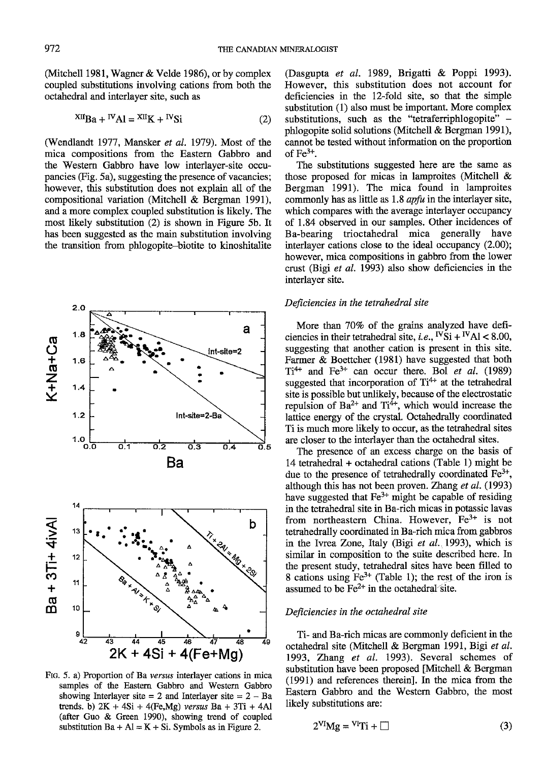(Mitchell 1981, Wagner & Velde 1986), or by complex coupled substitutions involving cations from both the octahedral and interlayer site, such as

$$^{XII}Ba + ^{IV}Al = ^{XII}K + ^{IV}Si \quad (2)$$

(Wendlandt 1977, Mansker *et al.* 1979). Most of the mica compositions from the Eastern Gabbro and the Western Gabbro have low interlayer-site occupancies (Fig. 5a), suggesting the presence of vacancies; however, this substitution does not explain all of the compositional variation (Mitchell & Bergman 1991), and a more complex coupled substitution is likely. The most likely substitution (2) is shown in Figure 5b. It has been suggested as the main substitution involving the transition from phlogopite–biotite to kinoshitalite (Dasgupta *et al.* 1989, Brigatti & Poppi 1993). However, this substitution does not account for deficiencies in the 12-fold site, so that the simple substitution (1) also must be important. More complex substitutions, such as the "tetraferriphlogopite" – phlogopite solid solutions (Mitchell & Bergman 1991), cannot be tested without information on the proportion of $Fe^{3+}$.

The substitutions suggested here are the same as those proposed for micas in lamproites (Mitchell & Bergman 1991). The mica found in lamproites commonly has as little as 1.8 *apfu* in the interlayer site, which compares with the average interlayer occupancy of 1.84 observed in our samples. Other incidences of Ba-bearing trioctahedral mica generally have interlayer cations close to the ideal occupancy (2.00); however, mica compositions in gabbro from the lower crust (Bigi *et al.* 1993) also show deficiencies in the interlayer site.

FIG. 5. a) Proportion of Ba *versus* interlayer cations in mica samples of the Eastern Gabbro and Western Gabbro showing Interlayer site = 2 and Interlayer site = 2 – Ba trends. b) 2K + 4Si + 4(Fe,Mg) *versus* Ba + 3Ti + 4Al (after Guo & Green 1990), showing trend of coupled substitution Ba + Al = K + Si. Symbols as in Figure 2.

### *Deficiencies in the tetrahedral site*

More than 70% of the grains analyzed have deficiencies in their tetrahedral site, *i.e.*, $^{IV}Si + ^{IV}Al < 8.00$, suggesting that another cation is present in this site. Farmer & Boettcher (1981) have suggested that both $Ti^{4+}$ and $Fe^{3+}$ can occur there. Bol *et al.* (1989) suggested that incorporation of $Ti^{4+}$ at the tetrahedral site is possible but unlikely, because of the electrostatic repulsion of $Ba^{2+}$ and $Ti^{4+}$, which would increase the lattice energy of the crystal. Octahedrally coordinated Ti is much more likely to occur, as the tetrahedral sites are closer to the interlayer than the octahedral sites.

The presence of an excess charge on the basis of 14 tetrahedral + octahedral cations (Table 1) might be due to the presence of tetrahedrally coordinated $Fe^{3+}$, although this has not been proven. Zhang *et al.* (1993) have suggested that $Fe^{3+}$ might be capable of residing in the tetrahedral site in Ba-rich micas in potassic lavas from northeastern China. However, $Fe^{3+}$ is not tetrahedrally coordinated in Ba-rich mica from gabbros in the Ivrea Zone, Italy (Bigi *et al.* 1993), which is similar in composition to the suite described here. In the present study, tetrahedral sites have been filled to 8 cations using $Fe^{3+}$ (Table 1); the rest of the iron is assumed to be $Fe^{2+}$ in the octahedral site.

### *Deficiencies in the octahedral site*

Ti- and Ba-rich micas are commonly deficient in the octahedral site (Mitchell & Bergman 1991, Bigi *et al.* 1993, Zhang *et al.* 1993). Several schemes of substitution have been proposed [Mitchell & Bergman (1991) and references therein]. In the mica from the Eastern Gabbro and the Western Gabbro, the most likely substitutions are:

$$2^{VI}Mg = ^{VI}Ti + \square \quad (3)$$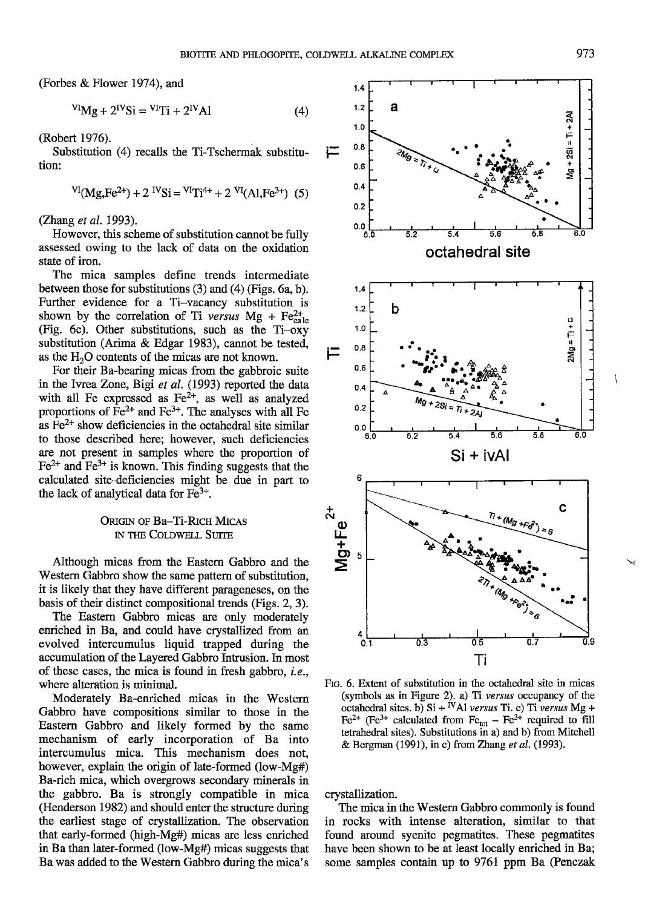(Forbes & Flower 1974), and

$$^{VI}Mg + 2^{IV}Si = {}^{VI}Ti + 2^{IV}Al \quad (4)$$

(Robert 1976).

Substitution (4) recalls the Ti-Tschermak substitution:

$$^{VI}(Mg,Fe^{2+}) + 2\ ^{IV}Si = {}^{VI}Ti^{4+} + 2\ ^{VI}(Al,Fe^{3+}) \quad (5)$$

(Zhang *et al.* 1993).

However, this scheme of substitution cannot be fully assessed owing to the lack of data on the oxidation state of iron.

The mica samples define trends intermediate between those for substitutions (3) and (4) (Figs. 6a, b). Further evidence for a Ti–vacancy substitution is shown by the correlation of Ti *versus* Mg + $Fe^{2+}_{calc}$ (Fig. 6c). Other substitutions, such as the Ti–oxy substitution (Arima & Edgar 1983), cannot be tested, as the $H_2O$ contents of the micas are not known.

For their Ba-bearing micas from the gabbroic suite in the Ivrea Zone, Bigi *et al.* (1993) reported the data with all Fe expressed as $Fe^{2+}$, as well as analyzed proportions of $Fe^{2+}$ and $Fe^{3+}$. The analyses with all Fe as $Fe^{2+}$ show deficiencies in the octahedral site similar to those described here; however, such deficiencies are not present in samples where the proportion of $Fe^{2+}$ and $Fe^{3+}$ is known. This finding suggests that the calculated site-deficiencies might be due in part to the lack of analytical data for $Fe^{3+}$.

## Origin of Ba–Ti-Rich Micas in the Coldwell Suite

Although micas from the Eastern Gabbro and the Western Gabbro show the same pattern of substitution, it is likely that they have different parageneses, on the basis of their distinct compositional trends (Figs. 2, 3).

The Eastern Gabbro micas are only moderately enriched in Ba, and could have crystallized from an evolved intercumulus liquid trapped during the accumulation of the Layered Gabbro Intrusion. In most of these cases, the mica is found in fresh gabbro, *i.e.*, where alteration is minimal.

Moderately Ba-enriched micas in the Western Gabbro have compositions similar to those in the Eastern Gabbro and likely formed by the same mechanism of early incorporation of Ba into intercumulus mica. This mechanism does not, however, explain the origin of late-formed (low-Mg#) Ba-rich mica, which overgrows secondary minerals in the gabbro. Ba is strongly compatible in mica (Henderson 1982) and should enter the structure during the earliest stage of crystallization. The observation that early-formed (high-Mg#) micas are less enriched in Ba than later-formed (low-Mg#) micas suggests that Ba was added to the Western Gabbro during the mica's crystallization.

FIG. 6. Extent of substitution in the octahedral site in micas (symbols as in Figure 2). a) Ti *versus* occupancy of the octahedral sites. b) Si + $^{IV}$Al *versus* Ti. c) Ti *versus* Mg + $Fe^{2+}$ ($Fe^{3+}$ calculated from $Fe_{tot}$ – $Fe^{3+}$ required to fill tetrahedral sites). Substitutions in a) and b) from Mitchell & Bergman (1991), in c) from Zhang *et al.* (1993).

The mica in the Western Gabbro commonly is found in rocks with intense alteration, similar to that found around syenite pegmatites. These pegmatites have been shown to be at least locally enriched in Ba; some samples contain up to 9761 ppm Ba (Penczak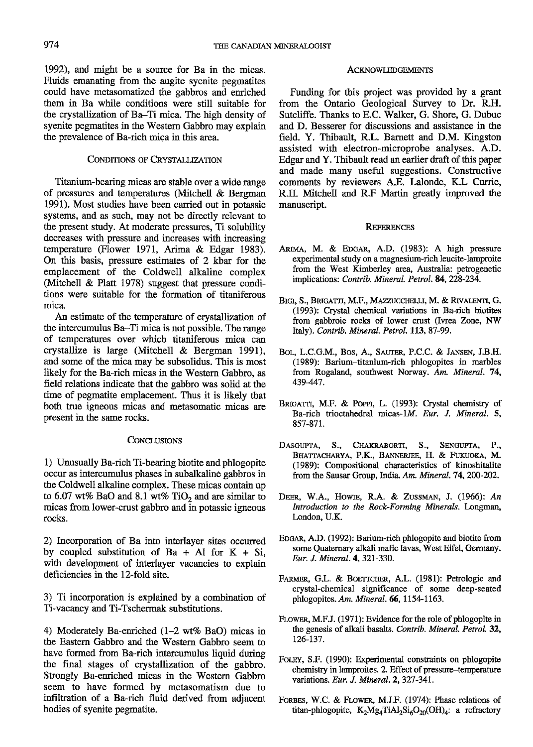1992), and might be a source for Ba in the micas. Fluids emanating from the augite syenite pegmatites could have metasomatized the gabbros and enriched them in Ba while conditions were still suitable for the crystallization of Ba–Ti mica. The high density of syenite pegmatites in the Western Gabbro may explain the prevalence of Ba-rich mica in this area.

## Conditions of Crystallization

Titanium-bearing micas are stable over a wide range of pressures and temperatures (Mitchell & Bergman 1991). Most studies have been carried out in potassic systems, and as such, may not be directly relevant to the present study. At moderate pressures, Ti solubility decreases with pressure and increases with increasing temperature (Flower 1971, Arima & Edgar 1983). On this basis, pressure estimates of 2 kbar for the emplacement of the Coldwell alkaline complex (Mitchell & Platt 1978) suggest that pressure conditions were suitable for the formation of titaniferous mica.

An estimate of the temperature of crystallization of the intercumulus Ba–Ti mica is not possible. The range of temperatures over which titaniferous mica can crystallize is large (Mitchell & Bergman 1991), and some of the mica may be subsolidus. This is most likely for the Ba-rich micas in the Western Gabbro, as field relations indicate that the gabbro was solid at the time of pegmatite emplacement. Thus it is likely that both true igneous micas and metasomatic micas are present in the same rocks.

## Conclusions

1) Unusually Ba-rich Ti-bearing biotite and phlogopite occur as intercumulus phases in subalkaline gabbros in the Coldwell alkaline complex. These micas contain up to 6.07 wt% BaO and 8.1 wt% $TiO_2$ and are similar to micas from lower-crust gabbro and in potassic igneous rocks.

2) Incorporation of Ba into interlayer sites occurred by coupled substitution of Ba + Al for K + Si, with development of interlayer vacancies to explain deficiencies in the 12-fold site.

3) Ti incorporation is explained by a combination of Ti-vacancy and Ti-Tschermak substitutions.

4) Moderately Ba-enriched (1–2 wt% BaO) micas in the Eastern Gabbro and the Western Gabbro seem to have formed from Ba-rich intercumulus liquid during the final stages of crystallization of the gabbro. Strongly Ba-enriched micas in the Western Gabbro seem to have formed by metasomatism due to infiltration of a Ba-rich fluid derived from adjacent bodies of syenite pegmatite.

## Acknowledgements

Funding for this project was provided by a grant from the Ontario Geological Survey to Dr. R.H. Sutcliffe. Thanks to E.C. Walker, G. Shore, G. Dubuc and D. Besserer for discussions and assistance in the field. Y. Thibault, R.L. Barnett and D.M. Kingston assisted with electron-microprobe analyses. A.D. Edgar and Y. Thibault read an earlier draft of this paper and made many useful suggestions. Constructive comments by reviewers A.E. Lalonde, K.L Currie, R.H. Mitchell and R.F Martin greatly improved the manuscript.

## References

Arima, M. & Edgar, A.D. (1983): A high pressure experimental study on a magnesium-rich leucite-lamproite from the West Kimberley area, Australia: petrogenetic implications: *Contrib. Mineral. Petrol.* **84**, 228-234.

Bigi, S., Brigatti, M.F., Mazzucchelli, M. & Rivalenti, G. (1993): Crystal chemical variations in Ba-rich biotites from gabbroic rocks of lower crust (Ivrea Zone, NW Italy). *Contrib. Mineral. Petrol.* **113**, 87-99.

Bol, L.C.G.M., Bos, A., Sauter, P.C.C. & Jansen, J.B.H. (1989): Barium–titanium-rich phlogopites in marbles from Rogaland, southwest Norway. *Am. Mineral.* **74**, 439-447.

Brigatti, M.F. & Poppi, L. (1993): Crystal chemistry of Ba-rich trioctahedral micas-*1M*. *Eur. J. Mineral.* **5**, 857-871.

Dasgupta, S., Chakraborti, S., Sengupta, P., Bhattacharya, P.K., Bannerjee, H. & Fukuoka, M. (1989): Compositional characteristics of kinoshitalite from the Sausar Group, India. *Am. Mineral.* **74**, 200-202.

Deer, W.A., Howie, R.A. & Zussman, J. (1966): *An Introduction to the Rock-Forming Minerals.* Longman, London, U.K.

Edgar, A.D. (1992): Barium-rich phlogopite and biotite from some Quaternary alkali mafic lavas, West Eifel, Germany. *Eur. J. Mineral.* **4**, 321-330.

Farmer, G.L. & Boettcher, A.L. (1981): Petrologic and crystal-chemical significance of some deep-seated phlogopites. *Am. Mineral.* **66**, 1154-1163.

Flower, M.F.J. (1971): Evidence for the role of phlogopite in the genesis of alkali basalts. *Contrib. Mineral. Petrol.* **32**, 126-137.

Foley, S.F. (1990): Experimental constraints on phlogopite chemistry in lamproites. 2. Effect of pressure–temperature variations. *Eur. J. Mineral.* **2**, 327-341.

Forbes, W.C. & Flower, M.J.F. (1974): Phase relations of titan-phlogopite, $K_2Mg_4TiAl_2Si_6O_{20}(OH)_4$: a refractory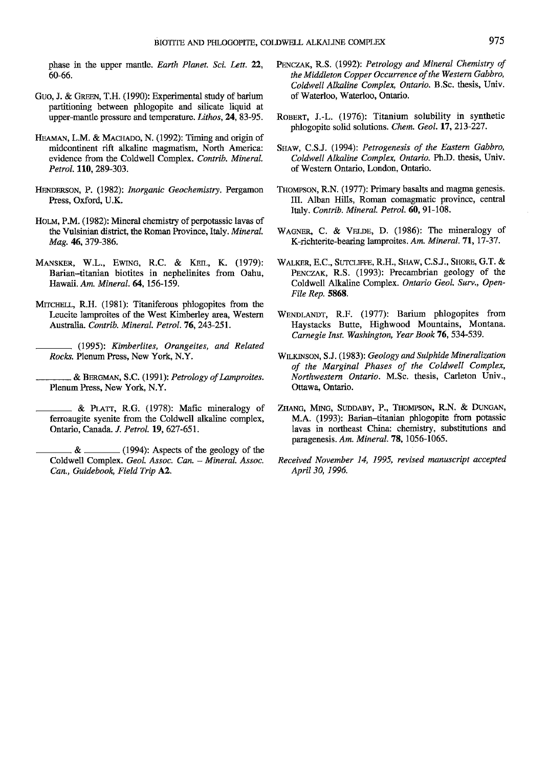phase in the upper mantle. *Earth Planet. Sci. Lett.* **22**, 60-66.

GUO, J. & GREEN, T.H. (1990): Experimental study of barium partitioning between phlogopite and silicate liquid at upper-mantle pressure and temperature. *Lithos*, **24**, 83-95.

HEAMAN, L.M. & MACHADO, N. (1992): Timing and origin of midcontinent rift alkaline magmatism, North America: evidence from the Coldwell Complex. *Contrib. Mineral. Petrol.* **110**, 289-303.

HENDERSON, P. (1982): *Inorganic Geochemistry*. Pergamon Press, Oxford, U.K.

HOLM, P.M. (1982): Mineral chemistry of perpotassic lavas of the Vulsinian district, the Roman Province, Italy. *Mineral. Mag.* **46**, 379-386.

MANSKER, W.L., EWING, R.C. & KEIL, K. (1979): Barian–titanian biotites in nephelinites from Oahu, Hawaii. *Am. Mineral.* **64**, 156-159.

MITCHELL, R.H. (1981): Titaniferous phlogopites from the Leucite lamproites of the West Kimberley area, Western Australia. *Contrib. Mineral. Petrol.* **76**, 243-251.

________ (1995): *Kimberlites, Orangeites, and Related Rocks.* Plenum Press, New York, N.Y.

________ & BERGMAN, S.C. (1991): *Petrology of Lamproites.* Plenum Press, New York, N.Y.

________ & PLATT, R.G. (1978): Mafic mineralogy of ferroaugite syenite from the Coldwell alkaline complex, Ontario, Canada. *J. Petrol.* **19**, 627-651.

________ & ________ (1994): Aspects of the geology of the Coldwell Complex. *Geol. Assoc. Can. – Mineral. Assoc. Can., Guidebook, Field Trip* **A2**.

PENCZAK, R.S. (1992): *Petrology and Mineral Chemistry of the Middleton Copper Occurrence of the Western Gabbro, Coldwell Alkaline Complex, Ontario.* B.Sc. thesis, Univ. of Waterloo, Waterloo, Ontario.

ROBERT, J.-L. (1976): Titanium solubility in synthetic phlogopite solid solutions. *Chem. Geol.* **17**, 213-227.

SHAW, C.S.J. (1994): *Petrogenesis of the Eastern Gabbro, Coldwell Alkaline Complex, Ontario.* Ph.D. thesis, Univ. of Western Ontario, London, Ontario.

THOMPSON, R.N. (1977): Primary basalts and magma genesis. III. Alban Hills, Roman comagmatic province, central Italy. *Contrib. Mineral. Petrol.* **60**, 91-108.

WAGNER, C. & VELDE, D. (1986): The mineralogy of K-richterite-bearing lamproites. *Am. Mineral.* **71**, 17-37.

WALKER, E.C., SUTCLIFFE, R.H., SHAW, C.S.J., SHORE, G.T. & PENCZAK, R.S. (1993): Precambrian geology of the Coldwell Alkaline Complex. *Ontario Geol. Surv., Open-File Rep.* **5868**.

WENDLANDT, R.F. (1977): Barium phlogopites from Haystacks Butte, Highwood Mountains, Montana. *Carnegie Inst. Washington, Year Book* **76**, 534-539.

WILKINSON, S.J. (1983): *Geology and Sulphide Mineralization of the Marginal Phases of the Coldwell Complex, Northwestern Ontario.* M.Sc. thesis, Carleton Univ., Ottawa, Ontario.

ZHANG, MING, SUDDABY, P., THOMPSON, R.N. & DUNGAN, M.A. (1993): Barian–titanian phlogopite from potassic lavas in northeast China: chemistry, substitutions and paragenesis. *Am. Mineral.* **78**, 1056-1065.

*Received November 14, 1995, revised manuscript accepted April 30, 1996.*